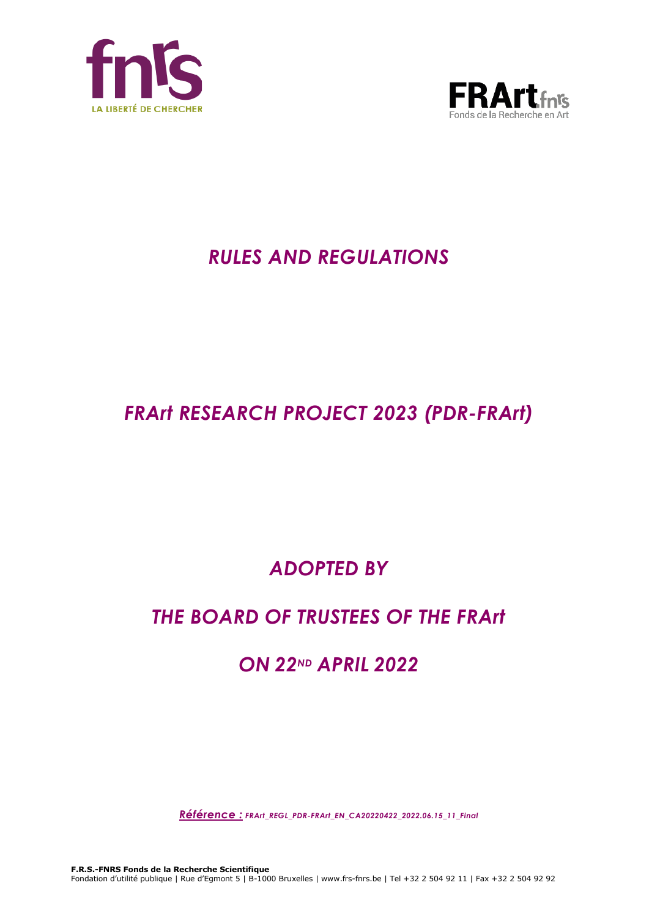# *RULES AND REGULATIONS*

# *FRArt RESEARCH PROJECT 2023 (PDR-FRArt)*

## *ADOPTED BY*

## *THE BOARD OF TRUSTEES OF THE FRArt*

## *ON 22ND APRIL 2022*

***Référence :** FRArt_REGL_PDR-FRArt_EN_CA20220422_2022.06.15_11_Final*

**F.R.S.-FNRS Fonds de la Recherche Scientifique**
Fondation d'utilité publique | Rue d'Egmont 5 | B-1000 Bruxelles | www.frs-fnrs.be | Tel +32 2 504 92 11 | Fax +32 2 504 92 92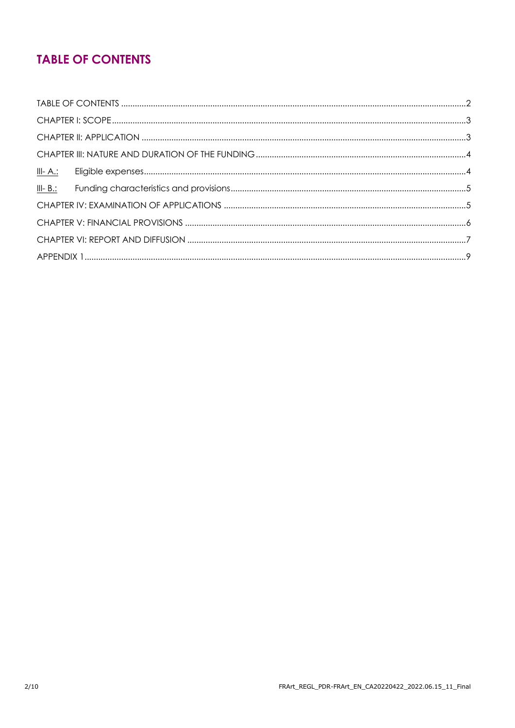# TABLE OF CONTENTS

TABLE OF CONTENTS .....2

CHAPTER I: SCOPE .....3

CHAPTER II: APPLICATION .....3

CHAPTER III: NATURE AND DURATION OF THE FUNDING .....4

- III- A.: Eligible expenses .....4
- III- B.: Funding characteristics and provisions .....5

CHAPTER IV: EXAMINATION OF APPLICATIONS .....5

CHAPTER V: FINANCIAL PROVISIONS .....6

CHAPTER VI: REPORT AND DIFFUSION .....7

APPENDIX 1 .....9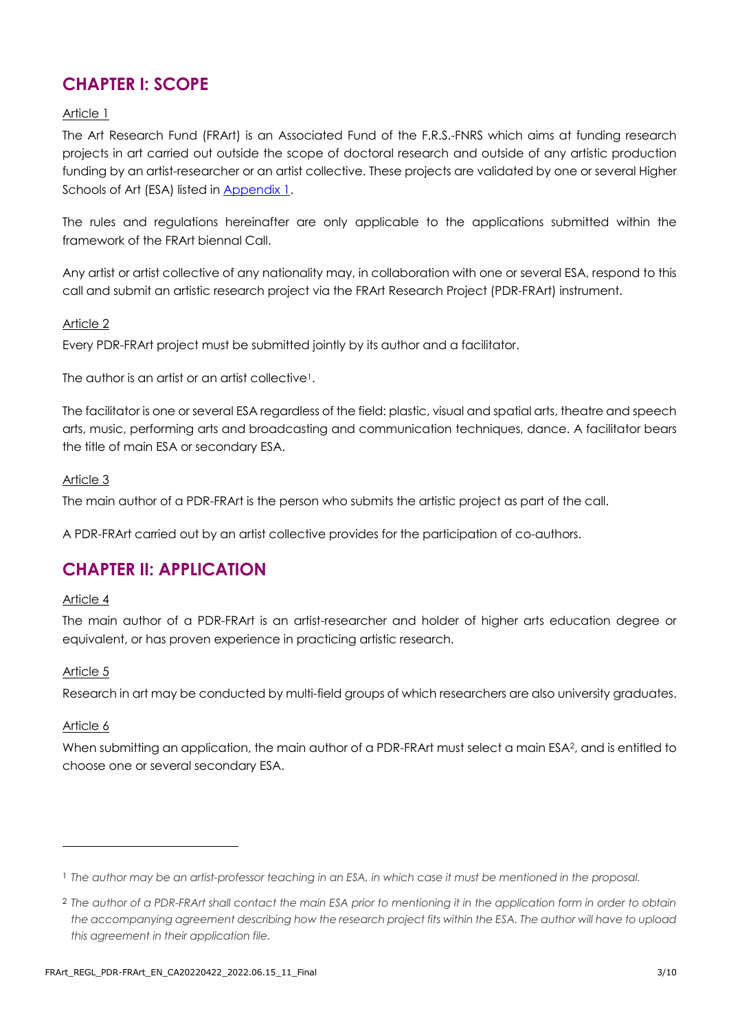## CHAPTER I: SCOPE

Article 1

The Art Research Fund (FRArt) is an Associated Fund of the F.R.S.-FNRS which aims at funding research projects in art carried out outside the scope of doctoral research and outside of any artistic production funding by an artist-researcher or an artist collective. These projects are validated by one or several Higher Schools of Art (ESA) listed in Appendix 1.

The rules and regulations hereinafter are only applicable to the applications submitted within the framework of the FRArt biennal Call.

Any artist or artist collective of any nationality may, in collaboration with one or several ESA, respond to this call and submit an artistic research project via the FRArt Research Project (PDR-FRArt) instrument.

Article 2

Every PDR-FRArt project must be submitted jointly by its author and a facilitator.

The author is an artist or an artist collective[1].

The facilitator is one or several ESA regardless of the field: plastic, visual and spatial arts, theatre and speech arts, music, performing arts and broadcasting and communication techniques, dance. A facilitator bears the title of main ESA or secondary ESA.

Article 3

The main author of a PDR-FRArt is the person who submits the artistic project as part of the call.

A PDR-FRArt carried out by an artist collective provides for the participation of co-authors.

## CHAPTER II: APPLICATION

Article 4

The main author of a PDR-FRArt is an artist-researcher and holder of higher arts education degree or equivalent, or has proven experience in practicing artistic research.

Article 5

Research in art may be conducted by multi-field groups of which researchers are also university graduates.

Article 6

When submitting an application, the main author of a PDR-FRArt must select a main ESA[2], and is entitled to choose one or several secondary ESA.

---

[1] *The author may be an artist-professor teaching in an ESA, in which case it must be mentioned in the proposal.*

[2] *The author of a PDR-FRArt shall contact the main ESA prior to mentioning it in the application form in order to obtain the accompanying agreement describing how the research project fits within the ESA. The author will have to upload this agreement in their application file.*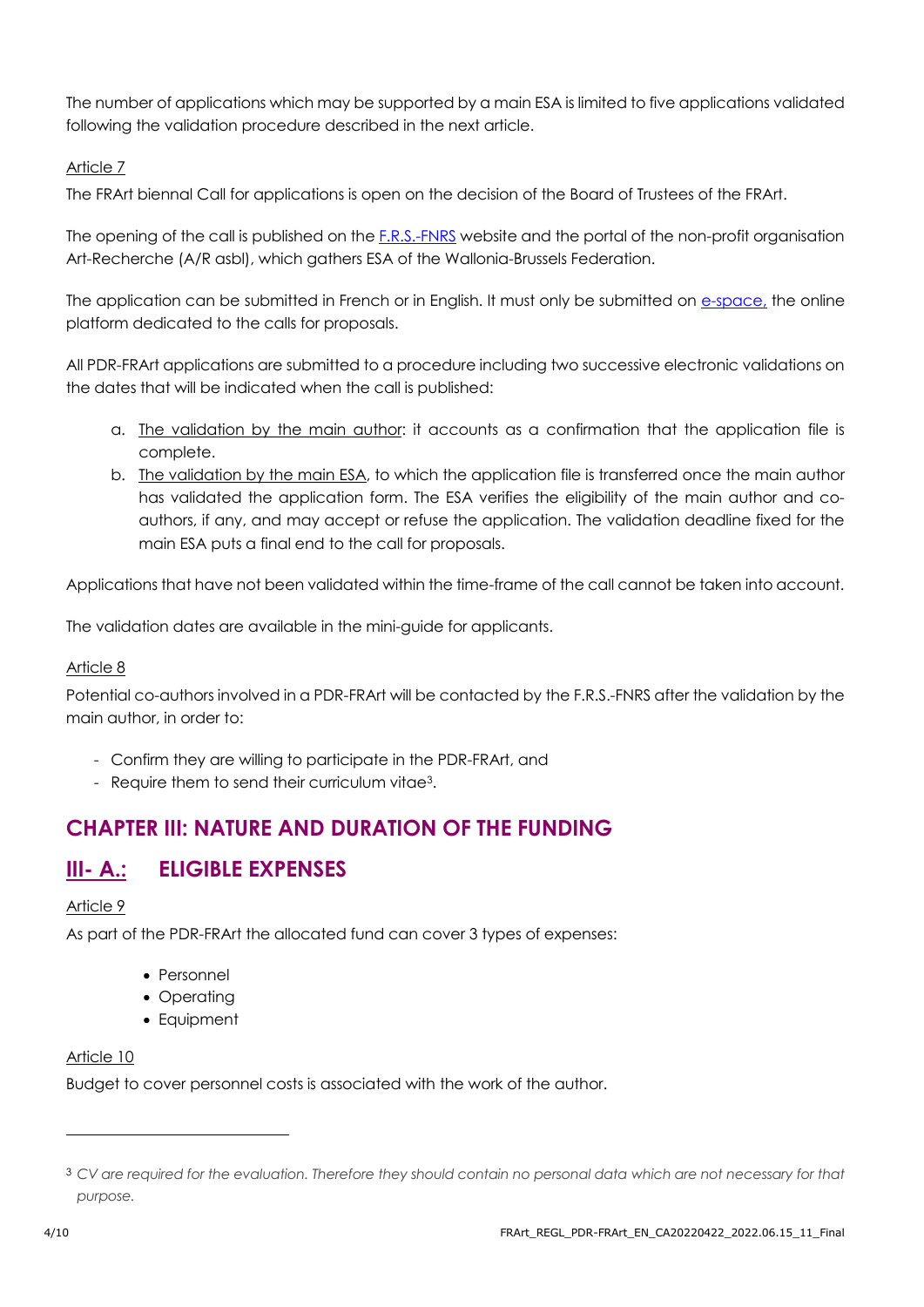The number of applications which may be supported by a main ESA is limited to five applications validated following the validation procedure described in the next article.

Article 7

The FRArt biennal Call for applications is open on the decision of the Board of Trustees of the FRArt.

The opening of the call is published on the F.R.S.-FNRS website and the portal of the non-profit organisation Art-Recherche (A/R asbl), which gathers ESA of the Wallonia-Brussels Federation.

The application can be submitted in French or in English. It must only be submitted on e-space, the online platform dedicated to the calls for proposals.

All PDR-FRArt applications are submitted to a procedure including two successive electronic validations on the dates that will be indicated when the call is published:

a. The validation by the main author: it accounts as a confirmation that the application file is complete.
b. The validation by the main ESA, to which the application file is transferred once the main author has validated the application form. The ESA verifies the eligibility of the main author and co-authors, if any, and may accept or refuse the application. The validation deadline fixed for the main ESA puts a final end to the call for proposals.

Applications that have not been validated within the time-frame of the call cannot be taken into account.

The validation dates are available in the mini-guide for applicants.

Article 8

Potential co-authors involved in a PDR-FRArt will be contacted by the F.R.S.-FNRS after the validation by the main author, in order to:

- Confirm they are willing to participate in the PDR-FRArt, and
- Require them to send their curriculum vitae[3].

## CHAPTER III: NATURE AND DURATION OF THE FUNDING

### III- A.: ELIGIBLE EXPENSES

Article 9

As part of the PDR-FRArt the allocated fund can cover 3 types of expenses:

- Personnel
- Operating
- Equipment

Article 10

Budget to cover personnel costs is associated with the work of the author.

[3] *CV are required for the evaluation. Therefore they should contain no personal data which are not necessary for that purpose.*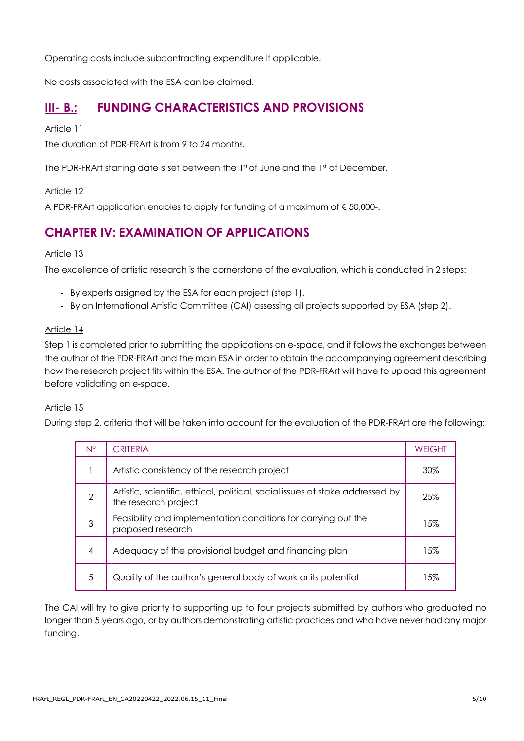Operating costs include subcontracting expenditure if applicable.

No costs associated with the ESA can be claimed.

## III- B.: FUNDING CHARACTERISTICS AND PROVISIONS

Article 11

The duration of PDR-FRArt is from 9 to 24 months.

The PDR-FRArt starting date is set between the 1st of June and the 1st of December.

Article 12

A PDR-FRArt application enables to apply for funding of a maximum of € 50,000-.

## CHAPTER IV: EXAMINATION OF APPLICATIONS

Article 13

The excellence of artistic research is the cornerstone of the evaluation, which is conducted in 2 steps:

- By experts assigned by the ESA for each project (step 1),
- By an International Artistic Committee (CAI) assessing all projects supported by ESA (step 2).

Article 14

Step 1 is completed prior to submitting the applications on e-space, and it follows the exchanges between the author of the PDR-FRArt and the main ESA in order to obtain the accompanying agreement describing how the research project fits within the ESA. The author of the PDR-FRArt will have to upload this agreement before validating on e-space.

Article 15

During step 2, criteria that will be taken into account for the evaluation of the PDR-FRArt are the following:

| N° | CRITERIA | WEIGHT |
|---|---|---|
| 1 | Artistic consistency of the research project | 30% |
| 2 | Artistic, scientific, ethical, political, social issues at stake addressed by the research project | 25% |
| 3 | Feasibility and implementation conditions for carrying out the proposed research | 15% |
| 4 | Adequacy of the provisional budget and financing plan | 15% |
| 5 | Quality of the author's general body of work or its potential | 15% |

The CAI will try to give priority to supporting up to four projects submitted by authors who graduated no longer than 5 years ago, or by authors demonstrating artistic practices and who have never had any major funding.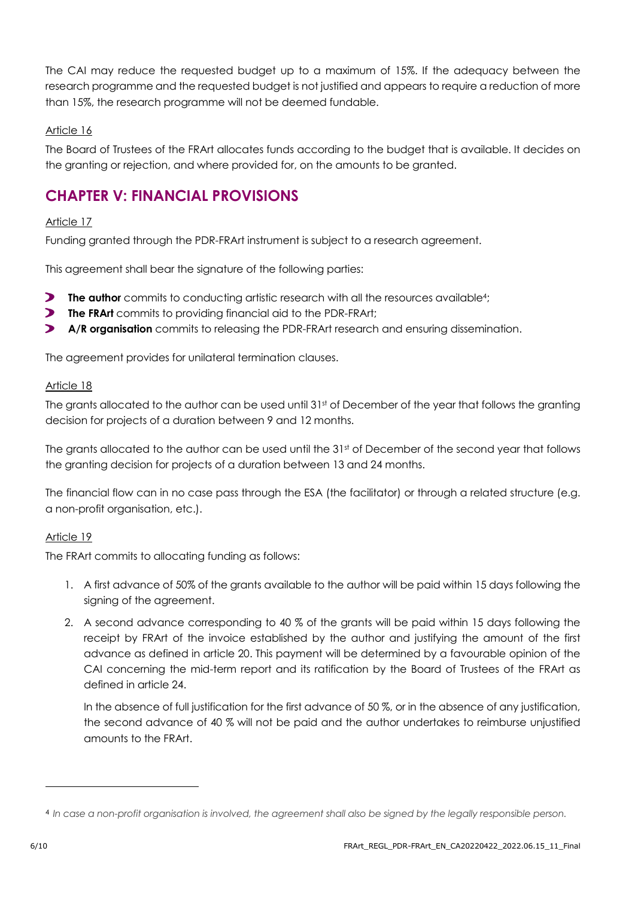The CAI may reduce the requested budget up to a maximum of 15%. If the adequacy between the research programme and the requested budget is not justified and appears to require a reduction of more than 15%, the research programme will not be deemed fundable.

Article 16

The Board of Trustees of the FRArt allocates funds according to the budget that is available. It decides on the granting or rejection, and where provided for, on the amounts to be granted.

## CHAPTER V: FINANCIAL PROVISIONS

Article 17

Funding granted through the PDR-FRArt instrument is subject to a research agreement.

This agreement shall bear the signature of the following parties:

- **The author** commits to conducting artistic research with all the resources available[4];
- **The FRArt** commits to providing financial aid to the PDR-FRArt;
- **A/R organisation** commits to releasing the PDR-FRArt research and ensuring dissemination.

The agreement provides for unilateral termination clauses.

Article 18

The grants allocated to the author can be used until 31st of December of the year that follows the granting decision for projects of a duration between 9 and 12 months.

The grants allocated to the author can be used until the 31st of December of the second year that follows the granting decision for projects of a duration between 13 and 24 months.

The financial flow can in no case pass through the ESA (the facilitator) or through a related structure (e.g. a non-profit organisation, etc.).

Article 19

The FRArt commits to allocating funding as follows:

1. A first advance of 50% of the grants available to the author will be paid within 15 days following the signing of the agreement.
2. A second advance corresponding to 40 % of the grants will be paid within 15 days following the receipt by FRArt of the invoice established by the author and justifying the amount of the first advance as defined in article 20. This payment will be determined by a favourable opinion of the CAI concerning the mid-term report and its ratification by the Board of Trustees of the FRArt as defined in article 24.

   In the absence of full justification for the first advance of 50 %, or in the absence of any justification, the second advance of 40 % will not be paid and the author undertakes to reimburse unjustified amounts to the FRArt.

[4] *In case a non-profit organisation is involved, the agreement shall also be signed by the legally responsible person.*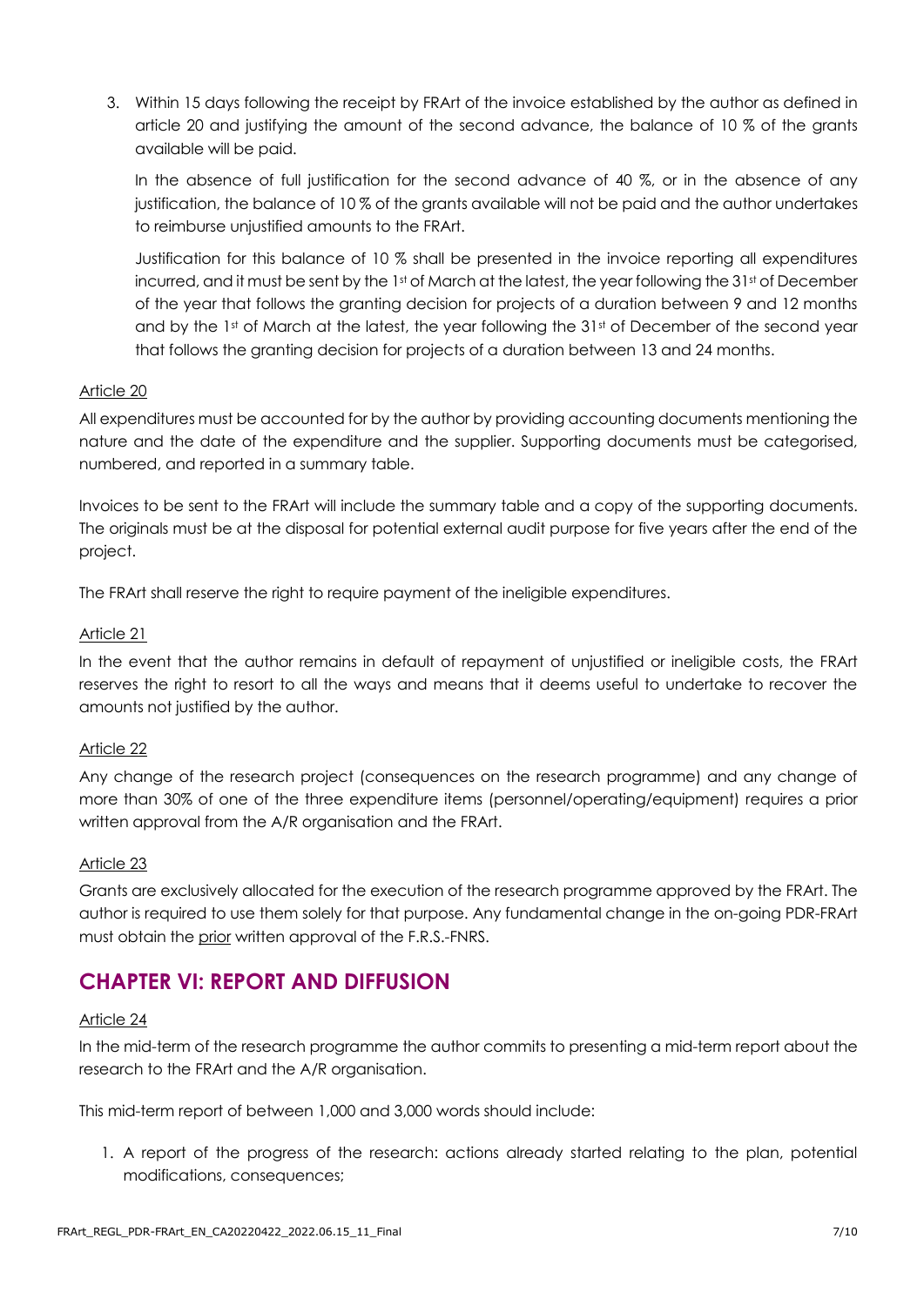3. Within 15 days following the receipt by FRArt of the invoice established by the author as defined in article 20 and justifying the amount of the second advance, the balance of 10 % of the grants available will be paid.

   In the absence of full justification for the second advance of 40 %, or in the absence of any justification, the balance of 10 % of the grants available will not be paid and the author undertakes to reimburse unjustified amounts to the FRArt.

   Justification for this balance of 10 % shall be presented in the invoice reporting all expenditures incurred, and it must be sent by the 1st of March at the latest, the year following the 31st of December of the year that follows the granting decision for projects of a duration between 9 and 12 months and by the 1st of March at the latest, the year following the 31st of December of the second year that follows the granting decision for projects of a duration between 13 and 24 months.

Article 20

All expenditures must be accounted for by the author by providing accounting documents mentioning the nature and the date of the expenditure and the supplier. Supporting documents must be categorised, numbered, and reported in a summary table.

Invoices to be sent to the FRArt will include the summary table and a copy of the supporting documents. The originals must be at the disposal for potential external audit purpose for five years after the end of the project.

The FRArt shall reserve the right to require payment of the ineligible expenditures.

Article 21

In the event that the author remains in default of repayment of unjustified or ineligible costs, the FRArt reserves the right to resort to all the ways and means that it deems useful to undertake to recover the amounts not justified by the author.

Article 22

Any change of the research project (consequences on the research programme) and any change of more than 30% of one of the three expenditure items (personnel/operating/equipment) requires a prior written approval from the A/R organisation and the FRArt.

Article 23

Grants are exclusively allocated for the execution of the research programme approved by the FRArt. The author is required to use them solely for that purpose. Any fundamental change in the on-going PDR-FRArt must obtain the prior written approval of the F.R.S.-FNRS.

## CHAPTER VI: REPORT AND DIFFUSION

Article 24

In the mid-term of the research programme the author commits to presenting a mid-term report about the research to the FRArt and the A/R organisation.

This mid-term report of between 1,000 and 3,000 words should include:

1. A report of the progress of the research: actions already started relating to the plan, potential modifications, consequences;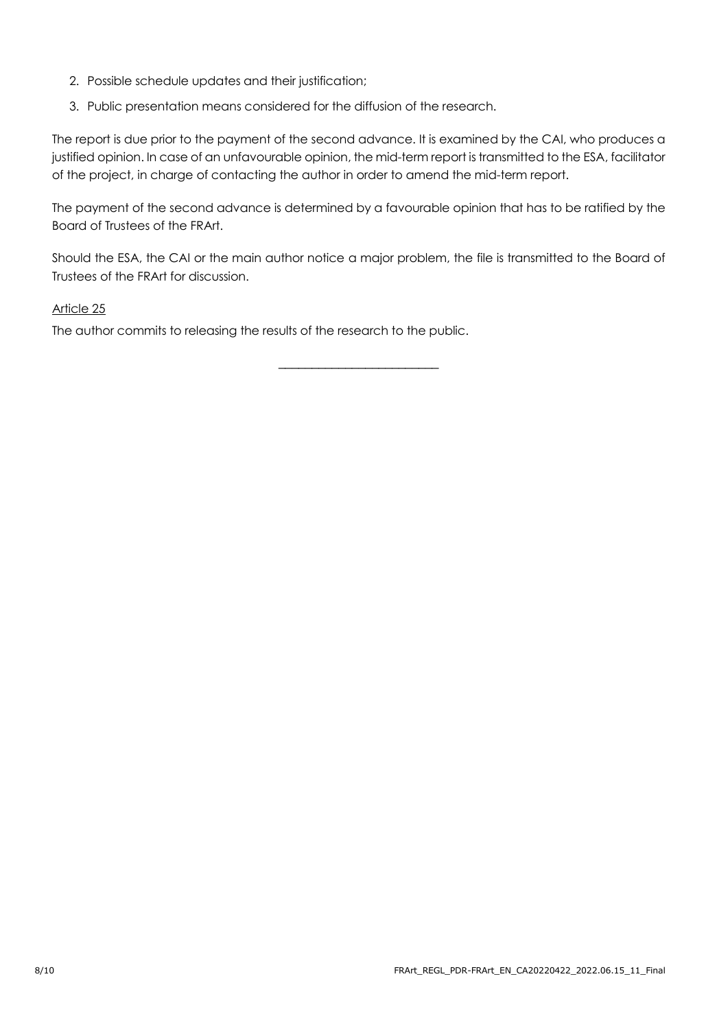2. Possible schedule updates and their justification;
3. Public presentation means considered for the diffusion of the research.

The report is due prior to the payment of the second advance. It is examined by the CAI, who produces a justified opinion. In case of an unfavourable opinion, the mid-term report is transmitted to the ESA, facilitator of the project, in charge of contacting the author in order to amend the mid-term report.

The payment of the second advance is determined by a favourable opinion that has to be ratified by the Board of Trustees of the FRArt.

Should the ESA, the CAI or the main author notice a major problem, the file is transmitted to the Board of Trustees of the FRArt for discussion.

Article 25

The author commits to releasing the results of the research to the public.

---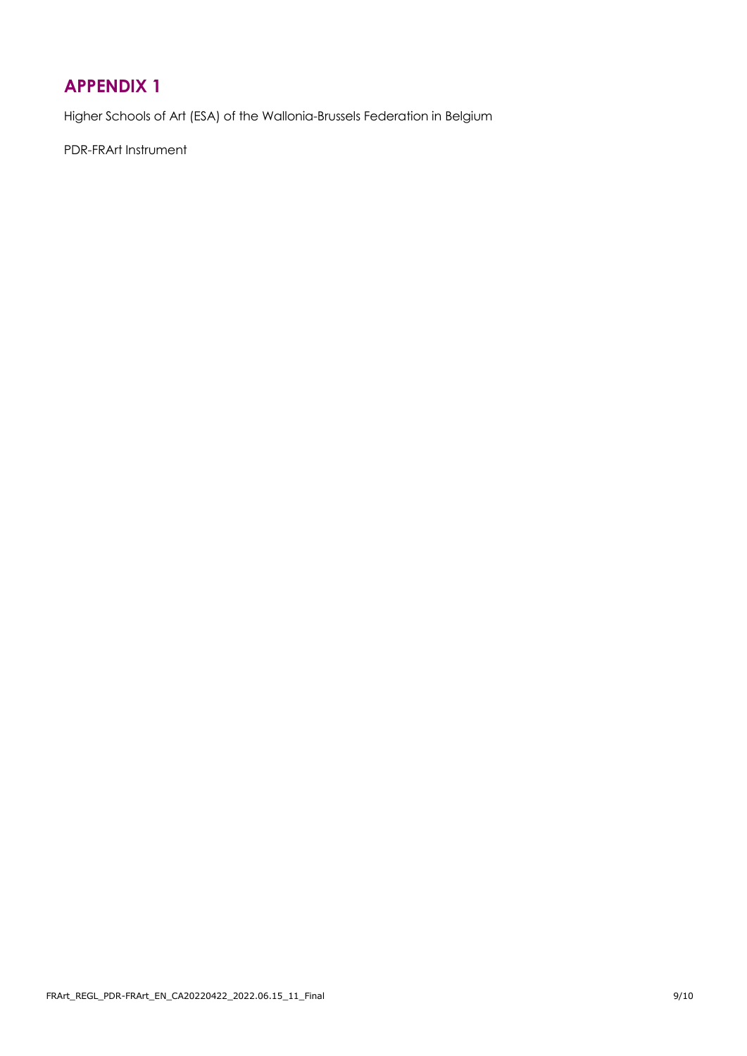## APPENDIX 1

Higher Schools of Art (ESA) of the Wallonia-Brussels Federation in Belgium

PDR-FRArt Instrument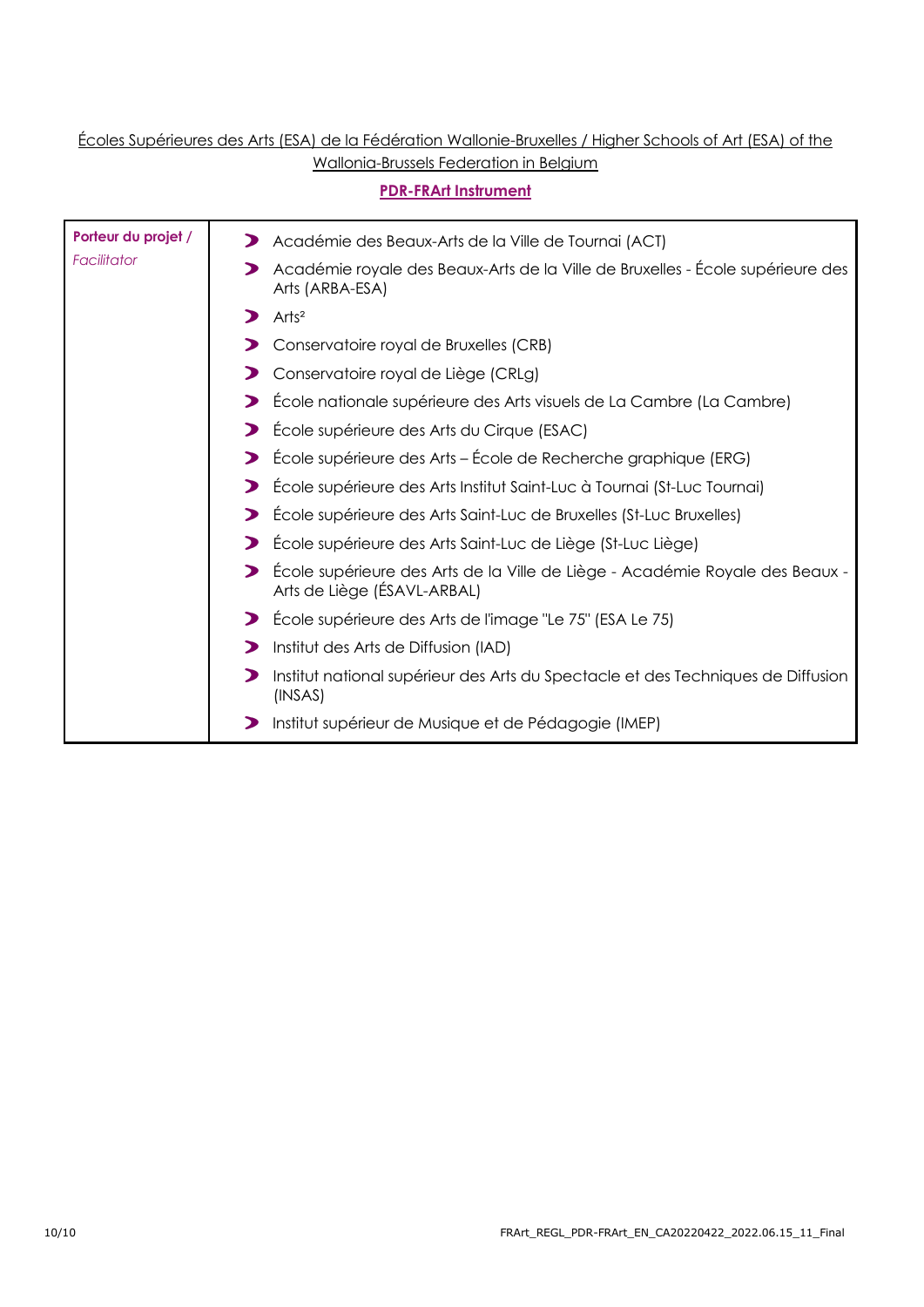<u>Écoles Supérieures des Arts (ESA) de la Fédération Wallonie-Bruxelles / Higher Schools of Art (ESA) of the Wallonia-Brussels Federation in Belgium</u>

**<u>PDR-FRArt Instrument</u>**

| | |
|---|---|
| **Porteur du projet /** *Facilitator* | Académie des Beaux-Arts de la Ville de Tournai (ACT)<br>Académie royale des Beaux-Arts de la Ville de Bruxelles - École supérieure des Arts (ARBA-ESA)<br>Arts²<br>Conservatoire royal de Bruxelles (CRB)<br>Conservatoire royal de Liège (CRLg)<br>École nationale supérieure des Arts visuels de La Cambre (La Cambre)<br>École supérieure des Arts du Cirque (ESAC)<br>École supérieure des Arts – École de Recherche graphique (ERG)<br>École supérieure des Arts Institut Saint-Luc à Tournai (St-Luc Tournai)<br>École supérieure des Arts Saint-Luc de Bruxelles (St-Luc Bruxelles)<br>École supérieure des Arts Saint-Luc de Liège (St-Luc Liège)<br>École supérieure des Arts de la Ville de Liège - Académie Royale des Beaux - Arts de Liège (ÉSAVL-ARBAL)<br>École supérieure des Arts de l'image "Le 75" (ESA Le 75)<br>Institut des Arts de Diffusion (IAD)<br>Institut national supérieur des Arts du Spectacle et des Techniques de Diffusion (INSAS)<br>Institut supérieur de Musique et de Pédagogie (IMEP) |